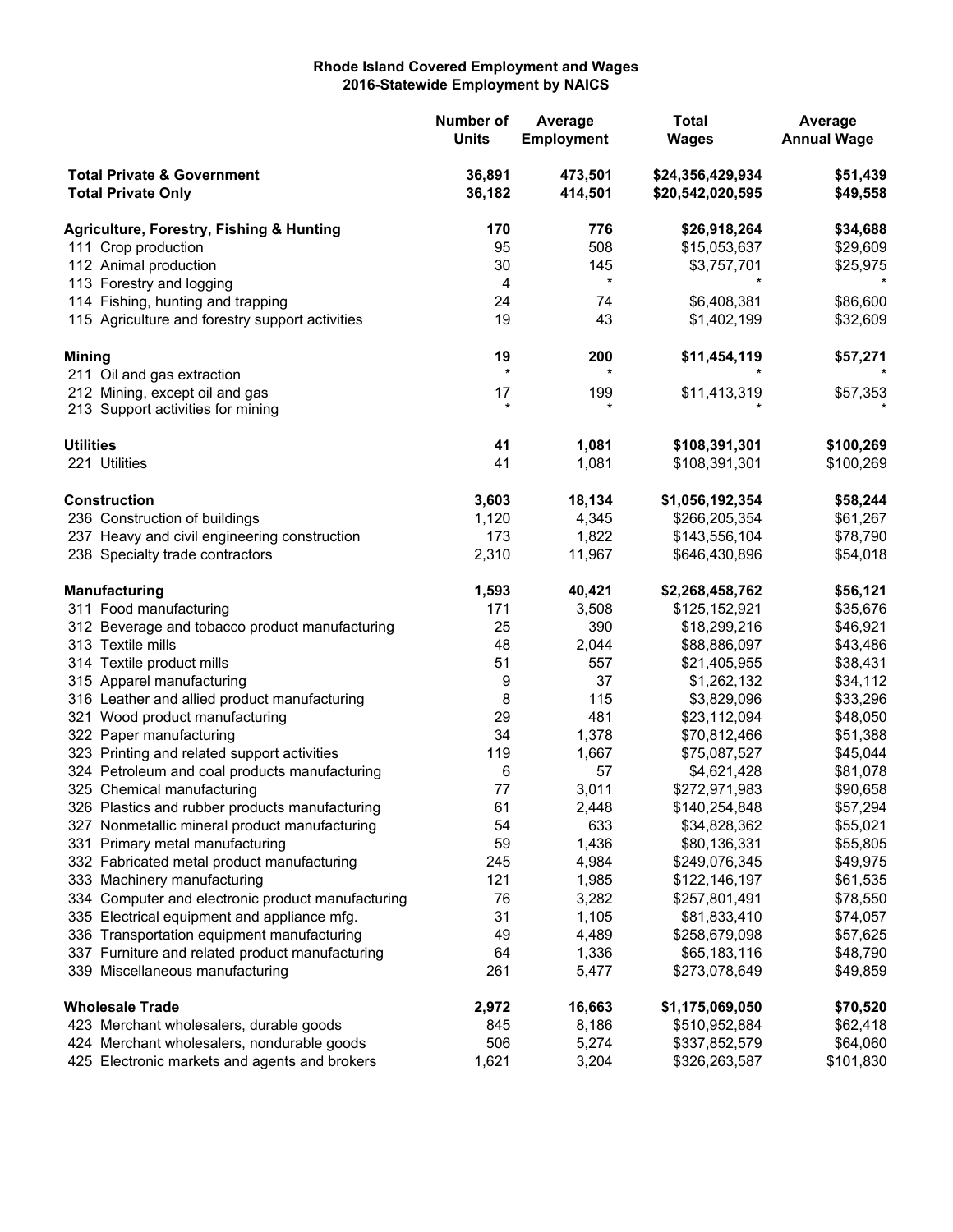**Rhode Island Covered Employment and Wages**
**2016-Statewide Employment by NAICS**

| | Number of Units | Average Employment | Total Wages | Average Annual Wage |
|---|---|---|---|---|
| **Total Private & Government** | **36,891** | **473,501** | **$24,356,429,934** | **$51,439** |
| **Total Private Only** | **36,182** | **414,501** | **$20,542,020,595** | **$49,558** |
| | | | | |
| **Agriculture, Forestry, Fishing & Hunting** | **170** | **776** | **$26,918,264** | **$34,688** |
| 111 Crop production | 95 | 508 | $15,053,637 | $29,609 |
| 112 Animal production | 30 | 145 | $3,757,701 | $25,975 |
| 113 Forestry and logging | 4 | * | * | * |
| 114 Fishing, hunting and trapping | 24 | 74 | $6,408,381 | $86,600 |
| 115 Agriculture and forestry support activities | 19 | 43 | $1,402,199 | $32,609 |
| | | | | |
| **Mining** | **19** | **200** | **$11,454,119** | **$57,271** |
| 211 Oil and gas extraction | * | * | * | * |
| 212 Mining, except oil and gas | 17 | 199 | $11,413,319 | $57,353 |
| 213 Support activities for mining | * | * | * | * |
| | | | | |
| **Utilities** | **41** | **1,081** | **$108,391,301** | **$100,269** |
| 221 Utilities | 41 | 1,081 | $108,391,301 | $100,269 |
| | | | | |
| **Construction** | **3,603** | **18,134** | **$1,056,192,354** | **$58,244** |
| 236 Construction of buildings | 1,120 | 4,345 | $266,205,354 | $61,267 |
| 237 Heavy and civil engineering construction | 173 | 1,822 | $143,556,104 | $78,790 |
| 238 Specialty trade contractors | 2,310 | 11,967 | $646,430,896 | $54,018 |
| | | | | |
| **Manufacturing** | **1,593** | **40,421** | **$2,268,458,762** | **$56,121** |
| 311 Food manufacturing | 171 | 3,508 | $125,152,921 | $35,676 |
| 312 Beverage and tobacco product manufacturing | 25 | 390 | $18,299,216 | $46,921 |
| 313 Textile mills | 48 | 2,044 | $88,886,097 | $43,486 |
| 314 Textile product mills | 51 | 557 | $21,405,955 | $38,431 |
| 315 Apparel manufacturing | 9 | 37 | $1,262,132 | $34,112 |
| 316 Leather and allied product manufacturing | 8 | 115 | $3,829,096 | $33,296 |
| 321 Wood product manufacturing | 29 | 481 | $23,112,094 | $48,050 |
| 322 Paper manufacturing | 34 | 1,378 | $70,812,466 | $51,388 |
| 323 Printing and related support activities | 119 | 1,667 | $75,087,527 | $45,044 |
| 324 Petroleum and coal products manufacturing | 6 | 57 | $4,621,428 | $81,078 |
| 325 Chemical manufacturing | 77 | 3,011 | $272,971,983 | $90,658 |
| 326 Plastics and rubber products manufacturing | 61 | 2,448 | $140,254,848 | $57,294 |
| 327 Nonmetallic mineral product manufacturing | 54 | 633 | $34,828,362 | $55,021 |
| 331 Primary metal manufacturing | 59 | 1,436 | $80,136,331 | $55,805 |
| 332 Fabricated metal product manufacturing | 245 | 4,984 | $249,076,345 | $49,975 |
| 333 Machinery manufacturing | 121 | 1,985 | $122,146,197 | $61,535 |
| 334 Computer and electronic product manufacturing | 76 | 3,282 | $257,801,491 | $78,550 |
| 335 Electrical equipment and appliance mfg. | 31 | 1,105 | $81,833,410 | $74,057 |
| 336 Transportation equipment manufacturing | 49 | 4,489 | $258,679,098 | $57,625 |
| 337 Furniture and related product manufacturing | 64 | 1,336 | $65,183,116 | $48,790 |
| 339 Miscellaneous manufacturing | 261 | 5,477 | $273,078,649 | $49,859 |
| | | | | |
| **Wholesale Trade** | **2,972** | **16,663** | **$1,175,069,050** | **$70,520** |
| 423 Merchant wholesalers, durable goods | 845 | 8,186 | $510,952,884 | $62,418 |
| 424 Merchant wholesalers, nondurable goods | 506 | 5,274 | $337,852,579 | $64,060 |
| 425 Electronic markets and agents and brokers | 1,621 | 3,204 | $326,263,587 | $101,830 |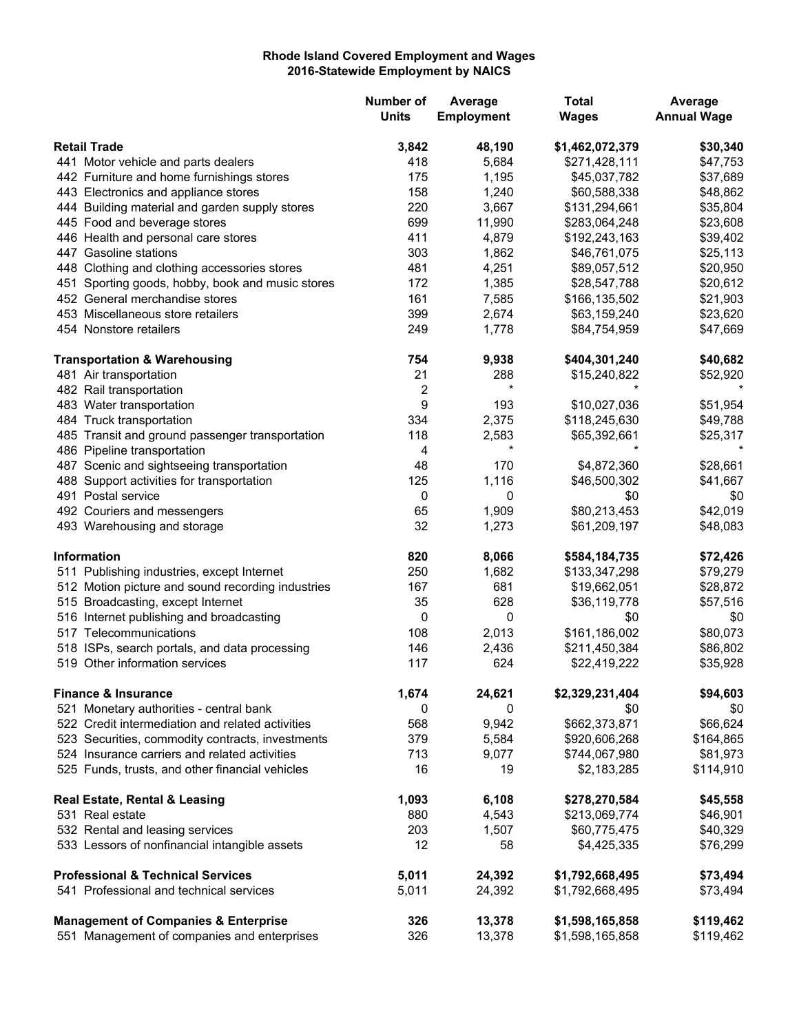**Rhode Island Covered Employment and Wages**
**2016-Statewide Employment by NAICS**

| | Number of Units | Average Employment | Total Wages | Average Annual Wage |
|---|---|---|---|---|
| **Retail Trade** | **3,842** | **48,190** | **$1,462,072,379** | **$30,340** |
| 441 Motor vehicle and parts dealers | 418 | 5,684 | $271,428,111 | $47,753 |
| 442 Furniture and home furnishings stores | 175 | 1,195 | $45,037,782 | $37,689 |
| 443 Electronics and appliance stores | 158 | 1,240 | $60,588,338 | $48,862 |
| 444 Building material and garden supply stores | 220 | 3,667 | $131,294,661 | $35,804 |
| 445 Food and beverage stores | 699 | 11,990 | $283,064,248 | $23,608 |
| 446 Health and personal care stores | 411 | 4,879 | $192,243,163 | $39,402 |
| 447 Gasoline stations | 303 | 1,862 | $46,761,075 | $25,113 |
| 448 Clothing and clothing accessories stores | 481 | 4,251 | $89,057,512 | $20,950 |
| 451 Sporting goods, hobby, book and music stores | 172 | 1,385 | $28,547,788 | $20,612 |
| 452 General merchandise stores | 161 | 7,585 | $166,135,502 | $21,903 |
| 453 Miscellaneous store retailers | 399 | 2,674 | $63,159,240 | $23,620 |
| 454 Nonstore retailers | 249 | 1,778 | $84,754,959 | $47,669 |
| **Transportation & Warehousing** | **754** | **9,938** | **$404,301,240** | **$40,682** |
| 481 Air transportation | 21 | 288 | $15,240,822 | $52,920 |
| 482 Rail transportation | 2 | * | * | * |
| 483 Water transportation | 9 | 193 | $10,027,036 | $51,954 |
| 484 Truck transportation | 334 | 2,375 | $118,245,630 | $49,788 |
| 485 Transit and ground passenger transportation | 118 | 2,583 | $65,392,661 | $25,317 |
| 486 Pipeline transportation | 4 | * | * | * |
| 487 Scenic and sightseeing transportation | 48 | 170 | $4,872,360 | $28,661 |
| 488 Support activities for transportation | 125 | 1,116 | $46,500,302 | $41,667 |
| 491 Postal service | 0 | 0 | $0 | $0 |
| 492 Couriers and messengers | 65 | 1,909 | $80,213,453 | $42,019 |
| 493 Warehousing and storage | 32 | 1,273 | $61,209,197 | $48,083 |
| **Information** | **820** | **8,066** | **$584,184,735** | **$72,426** |
| 511 Publishing industries, except Internet | 250 | 1,682 | $133,347,298 | $79,279 |
| 512 Motion picture and sound recording industries | 167 | 681 | $19,662,051 | $28,872 |
| 515 Broadcasting, except Internet | 35 | 628 | $36,119,778 | $57,516 |
| 516 Internet publishing and broadcasting | 0 | 0 | $0 | $0 |
| 517 Telecommunications | 108 | 2,013 | $161,186,002 | $80,073 |
| 518 ISPs, search portals, and data processing | 146 | 2,436 | $211,450,384 | $86,802 |
| 519 Other information services | 117 | 624 | $22,419,222 | $35,928 |
| **Finance & Insurance** | **1,674** | **24,621** | **$2,329,231,404** | **$94,603** |
| 521 Monetary authorities - central bank | 0 | 0 | $0 | $0 |
| 522 Credit intermediation and related activities | 568 | 9,942 | $662,373,871 | $66,624 |
| 523 Securities, commodity contracts, investments | 379 | 5,584 | $920,606,268 | $164,865 |
| 524 Insurance carriers and related activities | 713 | 9,077 | $744,067,980 | $81,973 |
| 525 Funds, trusts, and other financial vehicles | 16 | 19 | $2,183,285 | $114,910 |
| **Real Estate, Rental & Leasing** | **1,093** | **6,108** | **$278,270,584** | **$45,558** |
| 531 Real estate | 880 | 4,543 | $213,069,774 | $46,901 |
| 532 Rental and leasing services | 203 | 1,507 | $60,775,475 | $40,329 |
| 533 Lessors of nonfinancial intangible assets | 12 | 58 | $4,425,335 | $76,299 |
| **Professional & Technical Services** | **5,011** | **24,392** | **$1,792,668,495** | **$73,494** |
| 541 Professional and technical services | 5,011 | 24,392 | $1,792,668,495 | $73,494 |
| **Management of Companies & Enterprise** | **326** | **13,378** | **$1,598,165,858** | **$119,462** |
| 551 Management of companies and enterprises | 326 | 13,378 | $1,598,165,858 | $119,462 |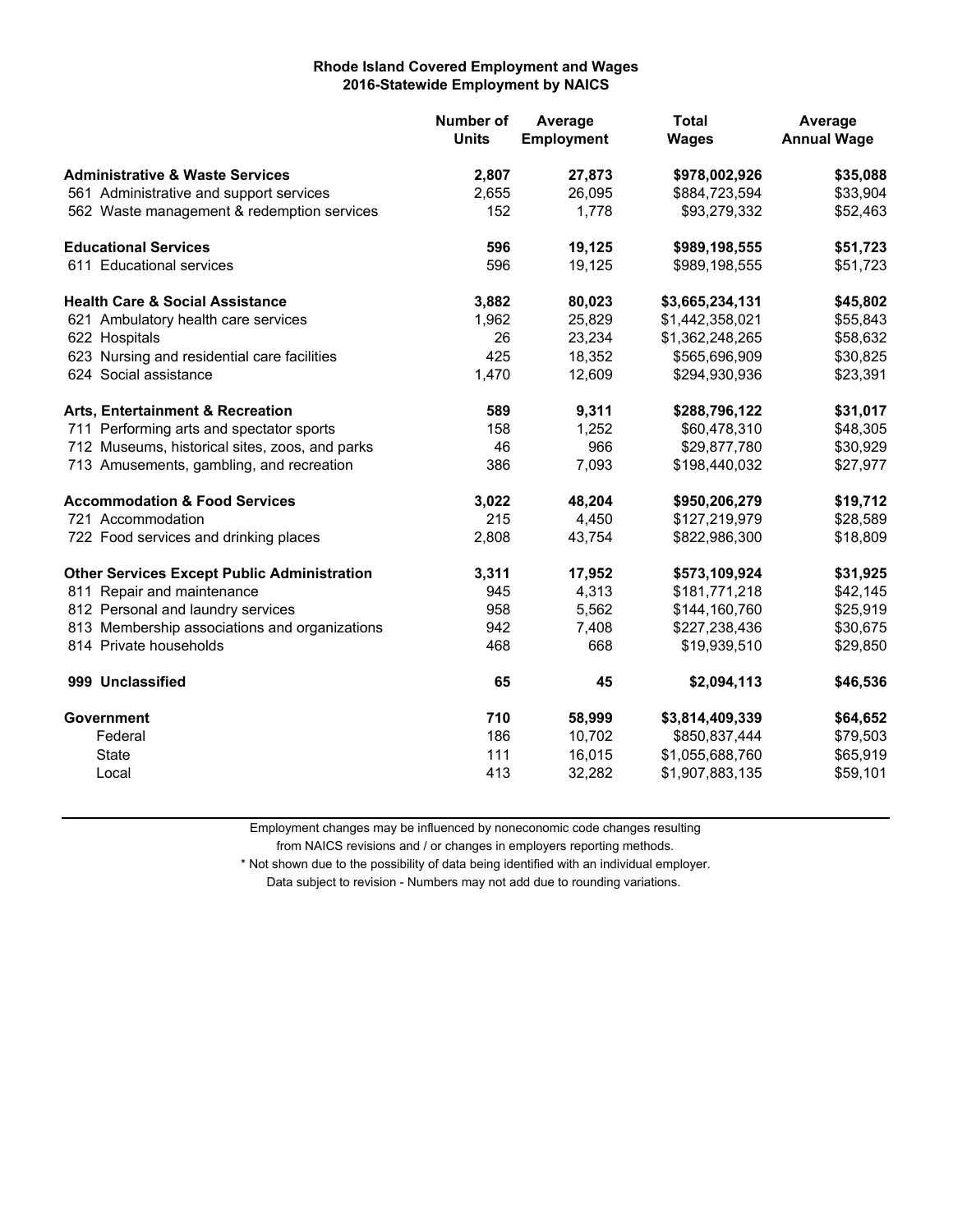**Rhode Island Covered Employment and Wages**
**2016-Statewide Employment by NAICS**

| | Number of Units | Average Employment | Total Wages | Average Annual Wage |
|---|---|---|---|---|
| **Administrative & Waste Services** | **2,807** | **27,873** | **$978,002,926** | **$35,088** |
| 561 Administrative and support services | 2,655 | 26,095 | $884,723,594 | $33,904 |
| 562 Waste management & redemption services | 152 | 1,778 | $93,279,332 | $52,463 |
| **Educational Services** | **596** | **19,125** | **$989,198,555** | **$51,723** |
| 611 Educational services | 596 | 19,125 | $989,198,555 | $51,723 |
| **Health Care & Social Assistance** | **3,882** | **80,023** | **$3,665,234,131** | **$45,802** |
| 621 Ambulatory health care services | 1,962 | 25,829 | $1,442,358,021 | $55,843 |
| 622 Hospitals | 26 | 23,234 | $1,362,248,265 | $58,632 |
| 623 Nursing and residential care facilities | 425 | 18,352 | $565,696,909 | $30,825 |
| 624 Social assistance | 1,470 | 12,609 | $294,930,936 | $23,391 |
| **Arts, Entertainment & Recreation** | **589** | **9,311** | **$288,796,122** | **$31,017** |
| 711 Performing arts and spectator sports | 158 | 1,252 | $60,478,310 | $48,305 |
| 712 Museums, historical sites, zoos, and parks | 46 | 966 | $29,877,780 | $30,929 |
| 713 Amusements, gambling, and recreation | 386 | 7,093 | $198,440,032 | $27,977 |
| **Accommodation & Food Services** | **3,022** | **48,204** | **$950,206,279** | **$19,712** |
| 721 Accommodation | 215 | 4,450 | $127,219,979 | $28,589 |
| 722 Food services and drinking places | 2,808 | 43,754 | $822,986,300 | $18,809 |
| **Other Services Except Public Administration** | **3,311** | **17,952** | **$573,109,924** | **$31,925** |
| 811 Repair and maintenance | 945 | 4,313 | $181,771,218 | $42,145 |
| 812 Personal and laundry services | 958 | 5,562 | $144,160,760 | $25,919 |
| 813 Membership associations and organizations | 942 | 7,408 | $227,238,436 | $30,675 |
| 814 Private households | 468 | 668 | $19,939,510 | $29,850 |
| **999 Unclassified** | **65** | **45** | **$2,094,113** | **$46,536** |
| **Government** | **710** | **58,999** | **$3,814,409,339** | **$64,652** |
| Federal | 186 | 10,702 | $850,837,444 | $79,503 |
| State | 111 | 16,015 | $1,055,688,760 | $65,919 |
| Local | 413 | 32,282 | $1,907,883,135 | $59,101 |

Employment changes may be influenced by noneconomic code changes resulting from NAICS revisions and / or changes in employers reporting methods.

* Not shown due to the possibility of data being identified with an individual employer.

Data subject to revision - Numbers may not add due to rounding variations.